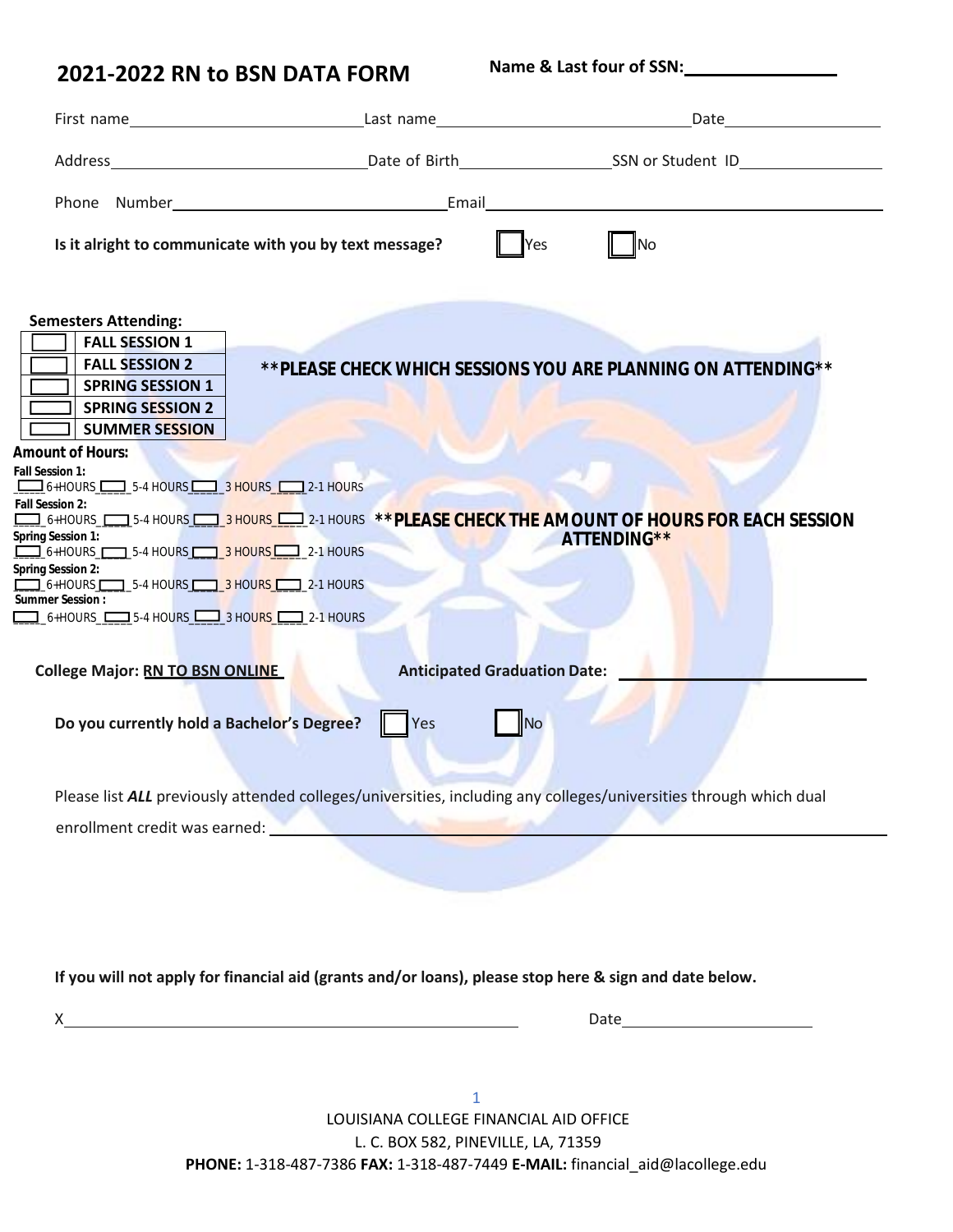## 2021-2022 RN to BSN DATA FORM

**Name & Last four of SSN:**\_\_\_\_\_\_\_\_\_\_\_\_\_\_\_\_

First name\_\_\_\_\_\_\_\_\_\_\_\_\_\_\_\_\_\_\_\_ Last name\_\_\_\_\_\_\_\_\_\_\_\_\_\_\_\_\_\_\_\_ Date\_\_\_\_\_\_\_\_\_\_\_\_

Address\_\_\_\_\_\_\_\_\_\_\_\_\_\_\_\_\_\_\_\_ Date of Birth\_\_\_\_\_\_\_\_\_\_\_\_ SSN or Student ID\_\_\_\_\_\_\_\_\_\_\_\_

Phone Number\_\_\_\_\_\_\_\_\_\_\_\_\_\_\_\_\_\_\_\_ Email\_\_\_\_\_\_\_\_\_\_\_\_\_\_\_\_\_\_\_\_

**Is it alright to communicate with you by text message?** ☐ Yes ☐ No

**Semesters Attending:**

| | |
|---|---|
| ☐ | **FALL SESSION 1** |
| ☐ | **FALL SESSION 2** |
| ☐ | **SPRING SESSION 1** |
| ☐ | **SPRING SESSION 2** |
| ☐ | **SUMMER SESSION** |

****PLEASE CHECK WHICH SESSIONS YOU ARE PLANNING ON ATTENDING****

**Amount of Hours:**

**Fall Session 1:**
☐ 6+HOURS ☐ 5-4 HOURS ☐ 3 HOURS ☐ 2-1 HOURS

**Fall Session 2:**
☐ 6+HOURS ☐ 5-4 HOURS ☐ 3 HOURS ☐ 2-1 HOURS

**Spring Session 1:**
☐ 6+HOURS ☐ 5-4 HOURS ☐ 3 HOURS ☐ 2-1 HOURS

**Spring Session 2:**
☐ 6+HOURS ☐ 5-4 HOURS ☐ 3 HOURS ☐ 2-1 HOURS

**Summer Session :**
☐ 6+HOURS ☐ 5-4 HOURS ☐ 3 HOURS ☐ 2-1 HOURS

****PLEASE CHECK THE AMOUNT OF HOURS FOR EACH SESSION ATTENDING****

**College Major:** **RN TO BSN ONLINE** **Anticipated Graduation Date:** \_\_\_\_\_\_\_\_\_\_\_\_\_\_\_\_\_\_\_\_

**Do you currently hold a Bachelor's Degree?** ☐ Yes ☐ No

Please list ***ALL*** previously attended colleges/universities, including any colleges/universities through which dual enrollment credit was earned: \_\_\_\_\_\_\_\_\_\_\_\_\_\_\_\_\_\_\_\_\_\_\_\_\_\_\_\_\_\_\_\_\_\_\_\_\_\_\_\_

**If you will not apply for financial aid (grants and/or loans), please stop here & sign and date below.**

X\_\_\_\_\_\_\_\_\_\_\_\_\_\_\_\_\_\_\_\_\_\_\_\_\_\_\_\_\_\_\_\_\_\_\_\_\_\_\_\_ Date\_\_\_\_\_\_\_\_\_\_\_\_\_\_\_\_\_\_\_\_

LOUISIANA COLLEGE FINANCIAL AID OFFICE
L. C. BOX 582, PINEVILLE, LA, 71359
**PHONE:** 1-318-487-7386 **FAX:** 1-318-487-7449 **E-MAIL:** financial_aid@lacollege.edu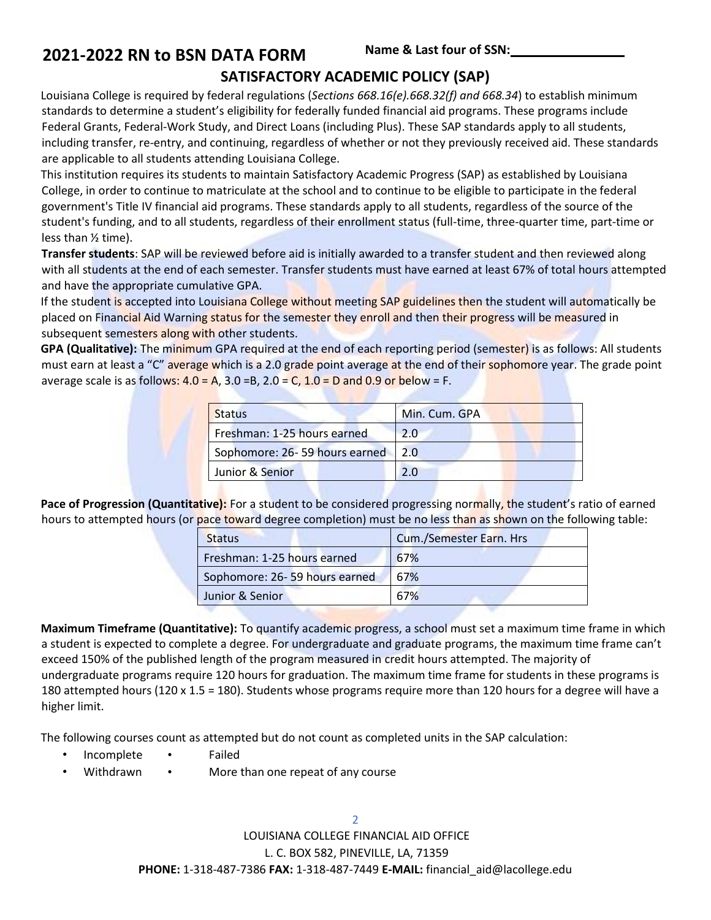# 2021-2022 RN to BSN DATA FORM

**Name & Last four of SSN:**_______________

## SATISFACTORY ACADEMIC POLICY (SAP)

Louisiana College is required by federal regulations (*Sections 668.16(e).668.32(f) and 668.34*) to establish minimum standards to determine a student's eligibility for federally funded financial aid programs. These programs include Federal Grants, Federal-Work Study, and Direct Loans (including Plus). These SAP standards apply to all students, including transfer, re-entry, and continuing, regardless of whether or not they previously received aid. These standards are applicable to all students attending Louisiana College.

This institution requires its students to maintain Satisfactory Academic Progress (SAP) as established by Louisiana College, in order to continue to matriculate at the school and to continue to be eligible to participate in the federal government's Title IV financial aid programs. These standards apply to all students, regardless of the source of the student's funding, and to all students, regardless of their enrollment status (full-time, three-quarter time, part-time or less than ½ time).

**Transfer students**: SAP will be reviewed before aid is initially awarded to a transfer student and then reviewed along with all students at the end of each semester. Transfer students must have earned at least 67% of total hours attempted and have the appropriate cumulative GPA.

If the student is accepted into Louisiana College without meeting SAP guidelines then the student will automatically be placed on Financial Aid Warning status for the semester they enroll and then their progress will be measured in subsequent semesters along with other students.

**GPA (Qualitative):** The minimum GPA required at the end of each reporting period (semester) is as follows: All students must earn at least a "C" average which is a 2.0 grade point average at the end of their sophomore year. The grade point average scale is as follows: 4.0 = A, 3.0 =B, 2.0 = C, 1.0 = D and 0.9 or below = F.

| Status | Min. Cum. GPA |
|---|---|
| Freshman: 1-25 hours earned | 2.0 |
| Sophomore: 26- 59 hours earned | 2.0 |
| Junior & Senior | 2.0 |

**Pace of Progression (Quantitative):** For a student to be considered progressing normally, the student's ratio of earned hours to attempted hours (or pace toward degree completion) must be no less than as shown on the following table:

| Status | Cum./Semester Earn. Hrs |
|---|---|
| Freshman: 1-25 hours earned | 67% |
| Sophomore: 26- 59 hours earned | 67% |
| Junior & Senior | 67% |

**Maximum Timeframe (Quantitative):** To quantify academic progress, a school must set a maximum time frame in which a student is expected to complete a degree. For undergraduate and graduate programs, the maximum time frame can't exceed 150% of the published length of the program measured in credit hours attempted. The majority of undergraduate programs require 120 hours for graduation. The maximum time frame for students in these programs is 180 attempted hours (120 x 1.5 = 180). Students whose programs require more than 120 hours for a degree will have a higher limit.

The following courses count as attempted but do not count as completed units in the SAP calculation:

- Incomplete
- Failed
- Withdrawn
- More than one repeat of any course

LOUISIANA COLLEGE FINANCIAL AID OFFICE
L. C. BOX 582, PINEVILLE, LA, 71359
**PHONE:** 1-318-487-7386 **FAX:** 1-318-487-7449 **E-MAIL:** financial_aid@lacollege.edu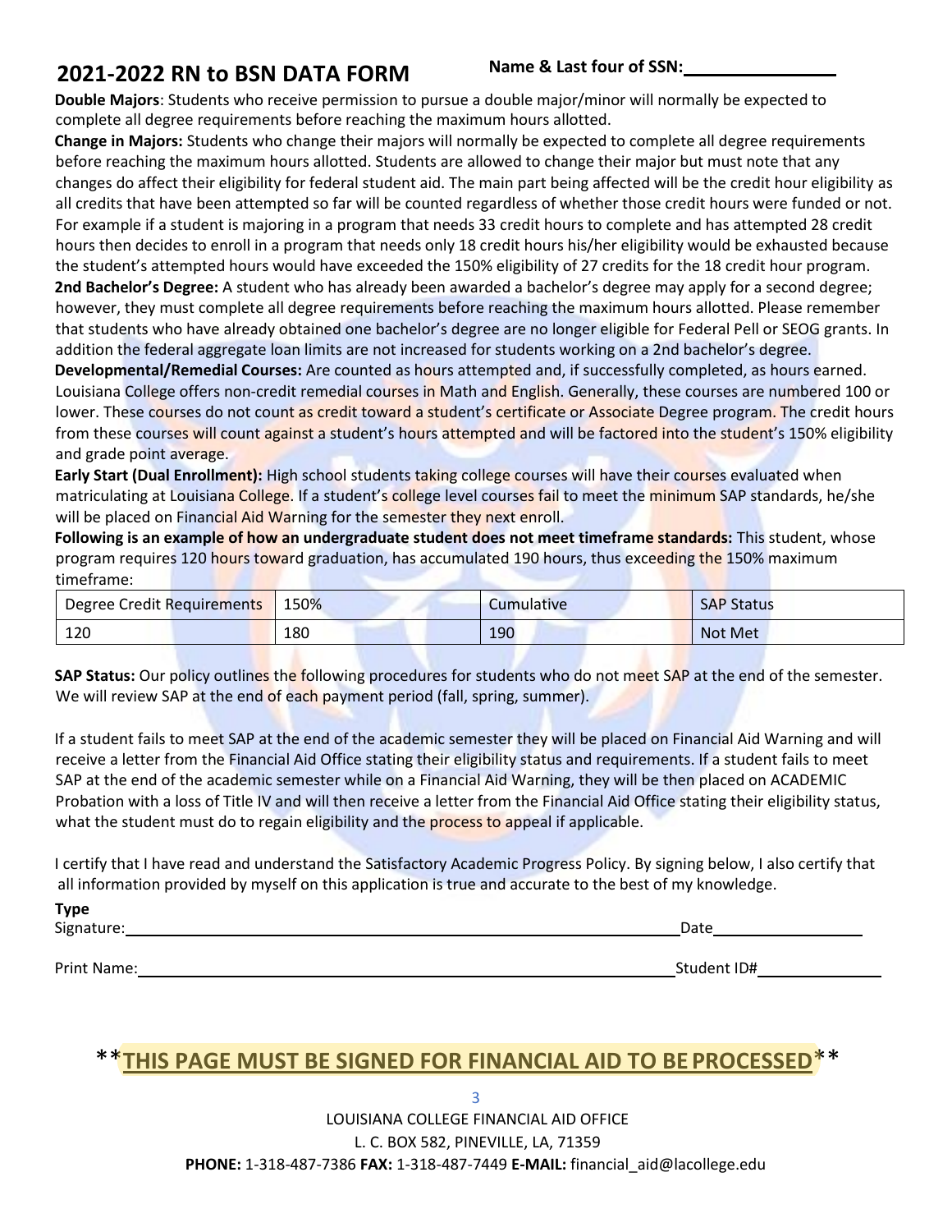# 2021-2022 RN to BSN DATA FORM

**Name & Last four of SSN:** ______________

**Double Majors**: Students who receive permission to pursue a double major/minor will normally be expected to complete all degree requirements before reaching the maximum hours allotted.

**Change in Majors:** Students who change their majors will normally be expected to complete all degree requirements before reaching the maximum hours allotted. Students are allowed to change their major but must note that any changes do affect their eligibility for federal student aid. The main part being affected will be the credit hour eligibility as all credits that have been attempted so far will be counted regardless of whether those credit hours were funded or not. For example if a student is majoring in a program that needs 33 credit hours to complete and has attempted 28 credit hours then decides to enroll in a program that needs only 18 credit hours his/her eligibility would be exhausted because the student's attempted hours would have exceeded the 150% eligibility of 27 credits for the 18 credit hour program.

**2nd Bachelor's Degree:** A student who has already been awarded a bachelor's degree may apply for a second degree; however, they must complete all degree requirements before reaching the maximum hours allotted. Please remember that students who have already obtained one bachelor's degree are no longer eligible for Federal Pell or SEOG grants. In addition the federal aggregate loan limits are not increased for students working on a 2nd bachelor's degree.

**Developmental/Remedial Courses:** Are counted as hours attempted and, if successfully completed, as hours earned. Louisiana College offers non-credit remedial courses in Math and English. Generally, these courses are numbered 100 or lower. These courses do not count as credit toward a student's certificate or Associate Degree program. The credit hours from these courses will count against a student's hours attempted and will be factored into the student's 150% eligibility and grade point average.

**Early Start (Dual Enrollment):** High school students taking college courses will have their courses evaluated when matriculating at Louisiana College. If a student's college level courses fail to meet the minimum SAP standards, he/she will be placed on Financial Aid Warning for the semester they next enroll.

**Following is an example of how an undergraduate student does not meet timeframe standards:** This student, whose program requires 120 hours toward graduation, has accumulated 190 hours, thus exceeding the 150% maximum timeframe:

| Degree Credit Requirements | 150% | Cumulative | SAP Status |
|---|---|---|---|
| 120 | 180 | 190 | Not Met |

**SAP Status:** Our policy outlines the following procedures for students who do not meet SAP at the end of the semester. We will review SAP at the end of each payment period (fall, spring, summer).

If a student fails to meet SAP at the end of the academic semester they will be placed on Financial Aid Warning and will receive a letter from the Financial Aid Office stating their eligibility status and requirements. If a student fails to meet SAP at the end of the academic semester while on a Financial Aid Warning, they will be then placed on ACADEMIC Probation with a loss of Title IV and will then receive a letter from the Financial Aid Office stating their eligibility status, what the student must do to regain eligibility and the process to appeal if applicable.

I certify that I have read and understand the Satisfactory Academic Progress Policy. By signing below, I also certify that all information provided by myself on this application is true and accurate to the best of my knowledge.

**Type**
Signature: ________________________________________ Date ______________

Print Name: ________________________________________ Student ID# ______________

## \*\*THIS PAGE MUST BE SIGNED FOR FINANCIAL AID TO BE PROCESSED\*\*

LOUISIANA COLLEGE FINANCIAL AID OFFICE
L. C. BOX 582, PINEVILLE, LA, 71359
**PHONE:** 1-318-487-7386 **FAX:** 1-318-487-7449 **E-MAIL:** financial_aid@lacollege.edu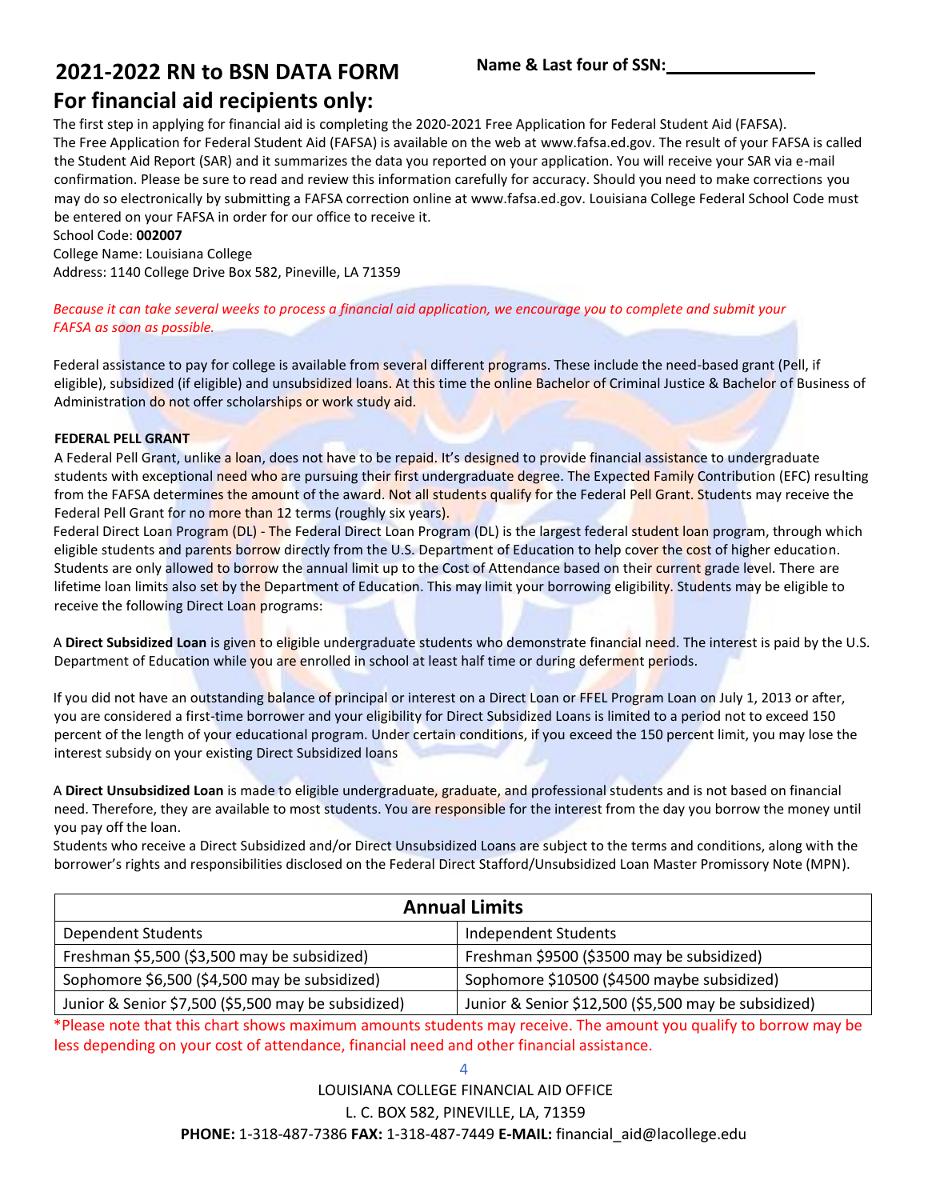# 2021-2022 RN to BSN DATA FORM

**Name & Last four of SSN:**\_\_\_\_\_\_\_\_\_\_\_\_\_\_\_\_

## For financial aid recipients only:

The first step in applying for financial aid is completing the 2020-2021 Free Application for Federal Student Aid (FAFSA). The Free Application for Federal Student Aid (FAFSA) is available on the web at www.fafsa.ed.gov. The result of your FAFSA is called the Student Aid Report (SAR) and it summarizes the data you reported on your application. You will receive your SAR via e-mail confirmation. Please be sure to read and review this information carefully for accuracy. Should you need to make corrections you may do so electronically by submitting a FAFSA correction online at www.fafsa.ed.gov. Louisiana College Federal School Code must be entered on your FAFSA in order for our office to receive it.

School Code: **002007**
College Name: Louisiana College
Address: 1140 College Drive Box 582, Pineville, LA 71359

*Because it can take several weeks to process a financial aid application, we encourage you to complete and submit your FAFSA as soon as possible.*

Federal assistance to pay for college is available from several different programs. These include the need-based grant (Pell, if eligible), subsidized (if eligible) and unsubsidized loans. At this time the online Bachelor of Criminal Justice & Bachelor of Business of Administration do not offer scholarships or work study aid.

**FEDERAL PELL GRANT**

A Federal Pell Grant, unlike a loan, does not have to be repaid. It's designed to provide financial assistance to undergraduate students with exceptional need who are pursuing their first undergraduate degree. The Expected Family Contribution (EFC) resulting from the FAFSA determines the amount of the award. Not all students qualify for the Federal Pell Grant. Students may receive the Federal Pell Grant for no more than 12 terms (roughly six years).

Federal Direct Loan Program (DL) - The Federal Direct Loan Program (DL) is the largest federal student loan program, through which eligible students and parents borrow directly from the U.S. Department of Education to help cover the cost of higher education. Students are only allowed to borrow the annual limit up to the Cost of Attendance based on their current grade level. There are lifetime loan limits also set by the Department of Education. This may limit your borrowing eligibility. Students may be eligible to receive the following Direct Loan programs:

A **Direct Subsidized Loan** is given to eligible undergraduate students who demonstrate financial need. The interest is paid by the U.S. Department of Education while you are enrolled in school at least half time or during deferment periods.

If you did not have an outstanding balance of principal or interest on a Direct Loan or FFEL Program Loan on July 1, 2013 or after, you are considered a first-time borrower and your eligibility for Direct Subsidized Loans is limited to a period not to exceed 150 percent of the length of your educational program. Under certain conditions, if you exceed the 150 percent limit, you may lose the interest subsidy on your existing Direct Subsidized loans

A **Direct Unsubsidized Loan** is made to eligible undergraduate, graduate, and professional students and is not based on financial need. Therefore, they are available to most students. You are responsible for the interest from the day you borrow the money until you pay off the loan.

Students who receive a Direct Subsidized and/or Direct Unsubsidized Loans are subject to the terms and conditions, along with the borrower's rights and responsibilities disclosed on the Federal Direct Stafford/Unsubsidized Loan Master Promissory Note (MPN).

| **Annual Limits** | |
|---|---|
| Dependent Students | Independent Students |
| Freshman $5,500 ($3,500 may be subsidized) | Freshman $9500 ($3500 may be subsidized) |
| Sophomore $6,500 ($4,500 may be subsidized) | Sophomore $10500 ($4500 maybe subsidized) |
| Junior & Senior $7,500 ($5,500 may be subsidized) | Junior & Senior $12,500 ($5,500 may be subsidized) |

*Please note that this chart shows maximum amounts students may receive. The amount you qualify to borrow may be less depending on your cost of attendance, financial need and other financial assistance.

LOUISIANA COLLEGE FINANCIAL AID OFFICE
L. C. BOX 582, PINEVILLE, LA, 71359
**PHONE:** 1-318-487-7386 **FAX:** 1-318-487-7449 **E-MAIL:** financial_aid@lacollege.edu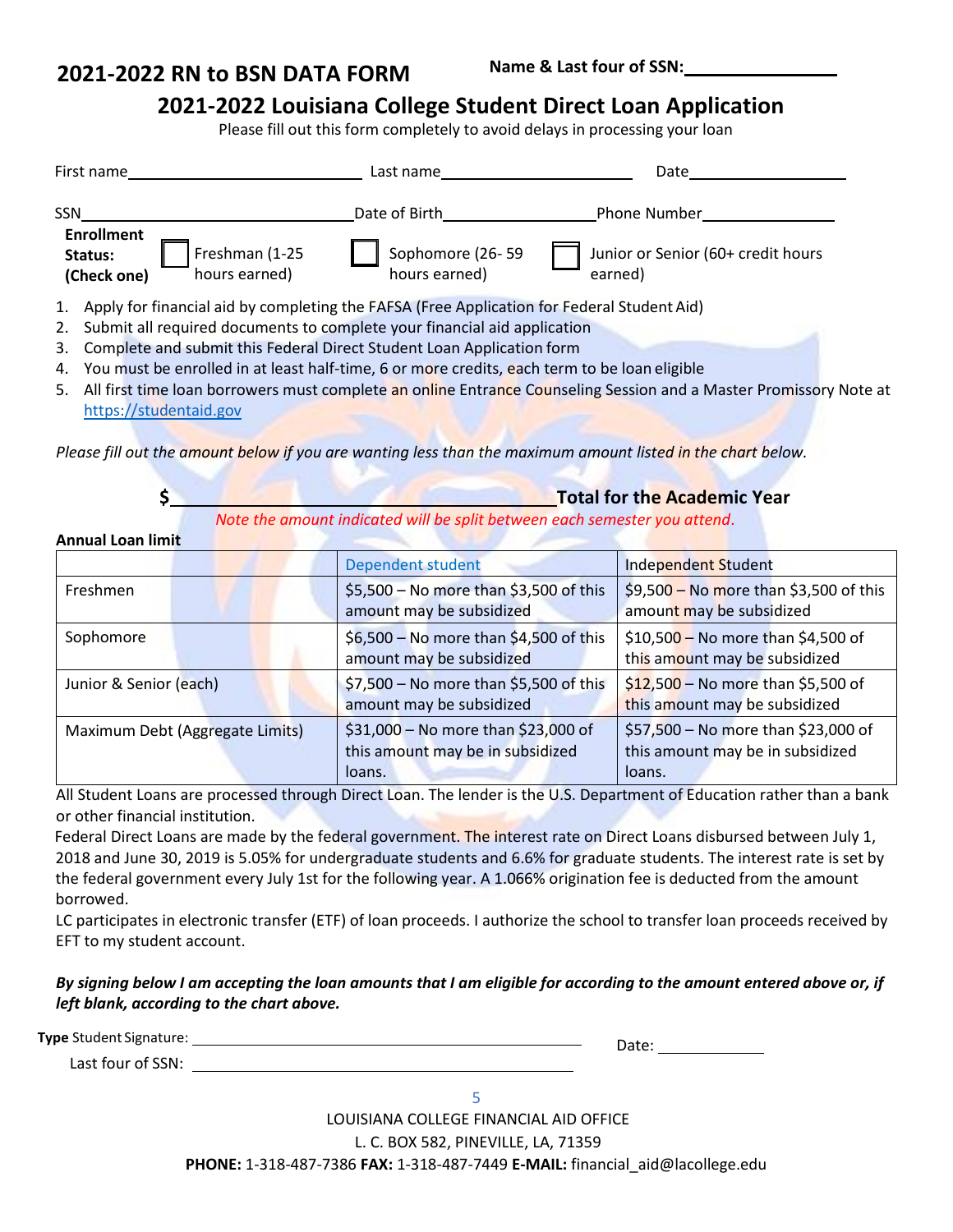## 2021-2022 RN to BSN DATA FORM

**Name & Last four of SSN:**\_\_\_\_\_\_\_\_\_\_\_\_\_\_\_\_

## 2021-2022 Louisiana College Student Direct Loan Application

Please fill out this form completely to avoid delays in processing your loan

First name\_\_\_\_\_\_\_\_\_\_\_\_\_\_\_\_\_\_\_\_\_\_\_\_\_\_ Last name\_\_\_\_\_\_\_\_\_\_\_\_\_\_\_\_\_\_\_\_\_\_ Date\_\_\_\_\_\_\_\_\_\_\_\_\_\_\_\_\_\_

SSN\_\_\_\_\_\_\_\_\_\_\_\_\_\_\_\_\_\_\_\_\_\_\_\_\_\_\_\_\_\_\_Date of Birth\_\_\_\_\_\_\_\_\_\_\_\_\_\_\_\_\_Phone Number\_\_\_\_\_\_\_\_\_\_\_\_\_\_\_

**Enrollment Status: (Check one)**

☐ Freshman (1-25 hours earned) ☐ Sophomore (26- 59 hours earned) ☐ Junior or Senior (60+ credit hours earned)

1. Apply for financial aid by completing the FAFSA (Free Application for Federal Student Aid)
2. Submit all required documents to complete your financial aid application
3. Complete and submit this Federal Direct Student Loan Application form
4. You must be enrolled in at least half-time, 6 or more credits, each term to be loan eligible
5. All first time loan borrowers must complete an online Entrance Counseling Session and a Master Promissory Note at https://studentaid.gov

*Please fill out the amount below if you are wanting less than the maximum amount listed in the chart below.*

**$**\_\_\_\_\_\_\_\_\_\_\_\_\_\_\_\_\_\_\_\_\_\_\_\_\_\_\_\_\_\_\_\_\_\_\_\_\_\_\_\_**Total for the Academic Year**

*Note the amount indicated will be split between each semester you attend.*

**Annual Loan limit**

| | Dependent student | Independent Student |
|---|---|---|
| Freshmen | $5,500 – No more than $3,500 of this amount may be subsidized | $9,500 – No more than $3,500 of this amount may be subsidized |
| Sophomore | $6,500 – No more than $4,500 of this amount may be subsidized | $10,500 – No more than $4,500 of this amount may be subsidized |
| Junior & Senior (each) | $7,500 – No more than $5,500 of this amount may be subsidized | $12,500 – No more than $5,500 of this amount may be subsidized |
| Maximum Debt (Aggregate Limits) | $31,000 – No more than $23,000 of this amount may be in subsidized loans. | $57,500 – No more than $23,000 of this amount may be in subsidized loans. |

All Student Loans are processed through Direct Loan. The lender is the U.S. Department of Education rather than a bank or other financial institution.

Federal Direct Loans are made by the federal government. The interest rate on Direct Loans disbursed between July 1, 2018 and June 30, 2019 is 5.05% for undergraduate students and 6.6% for graduate students. The interest rate is set by the federal government every July 1st for the following year. A 1.066% origination fee is deducted from the amount borrowed.

LC participates in electronic transfer (ETF) of loan proceeds. I authorize the school to transfer loan proceeds received by EFT to my student account.

***By signing below I am accepting the loan amounts that I am eligible for according to the amount entered above or, if left blank, according to the chart above.***

**Type** Student Signature: \_\_\_\_\_\_\_\_\_\_\_\_\_\_\_\_\_\_\_\_\_\_\_\_\_\_\_\_\_\_\_\_\_\_\_\_\_\_\_\_ Date: \_\_\_\_\_\_\_\_\_\_\_\_

Last four of SSN: \_\_\_\_\_\_\_\_\_\_\_\_\_\_\_\_\_\_\_\_\_\_\_\_\_\_\_\_\_\_\_\_\_\_\_\_\_\_\_\_

LOUISIANA COLLEGE FINANCIAL AID OFFICE

L. C. BOX 582, PINEVILLE, LA, 71359

**PHONE:** 1-318-487-7386 **FAX:** 1-318-487-7449 **E-MAIL:** financial_aid@lacollege.edu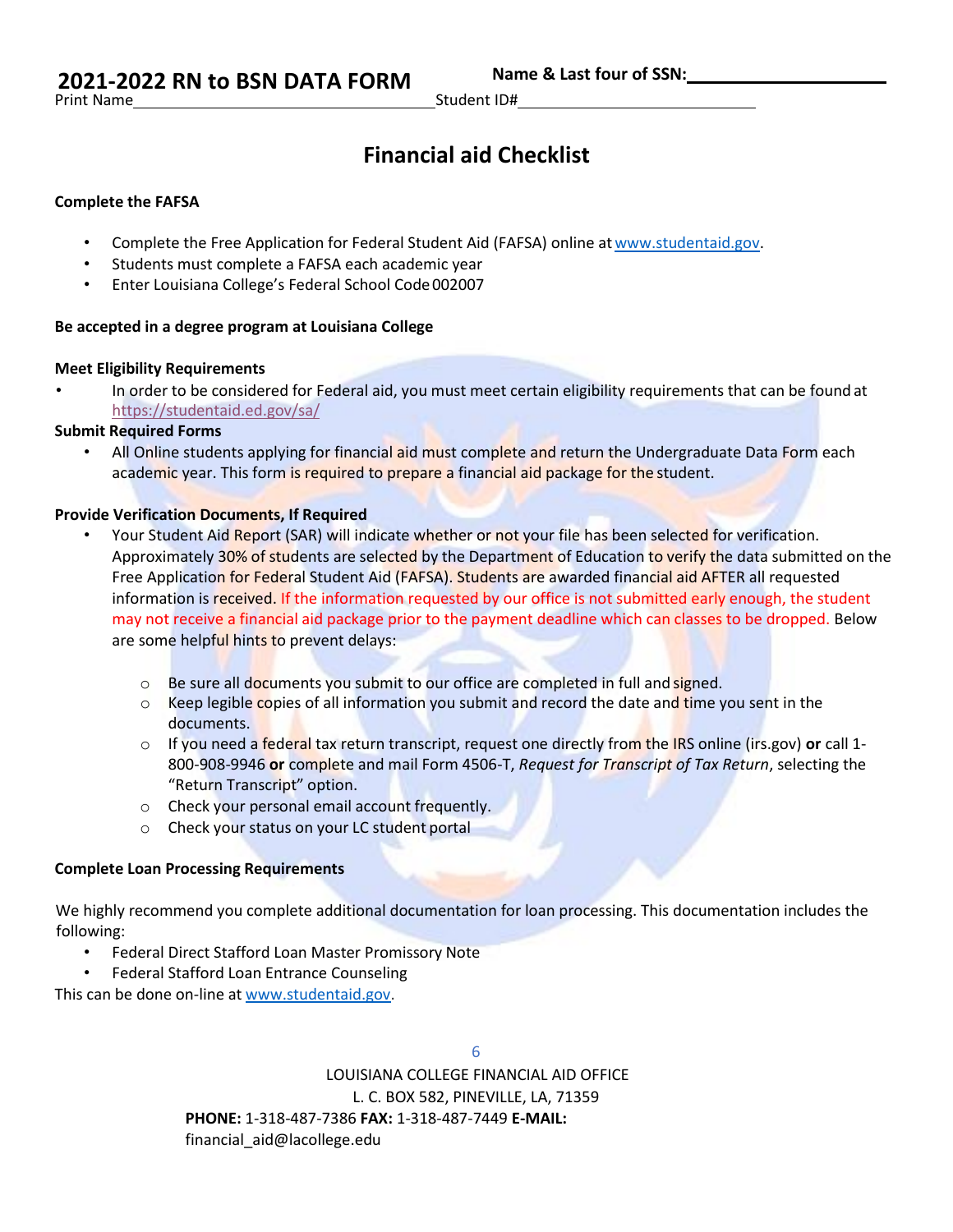## 2021-2022 RN to BSN DATA FORM

**Name & Last four of SSN:**\_\_\_\_\_\_\_\_\_\_\_\_\_\_\_\_\_\_\_\_

Print Name\_\_\_\_\_\_\_\_\_\_\_\_\_\_\_\_\_\_\_\_\_\_\_\_\_\_\_\_\_\_\_\_\_\_\_\_ Student ID#\_\_\_\_\_\_\_\_\_\_\_\_\_\_\_\_\_\_\_\_\_\_\_\_\_\_\_\_

# Financial aid Checklist

**Complete the FAFSA**

- Complete the Free Application for Federal Student Aid (FAFSA) online at www.studentaid.gov.
- Students must complete a FAFSA each academic year
- Enter Louisiana College's Federal School Code 002007

**Be accepted in a degree program at Louisiana College**

**Meet Eligibility Requirements**

- In order to be considered for Federal aid, you must meet certain eligibility requirements that can be found at https://studentaid.ed.gov/sa/

**Submit Required Forms**

- All Online students applying for financial aid must complete and return the Undergraduate Data Form each academic year. This form is required to prepare a financial aid package for the student.

**Provide Verification Documents, If Required**

- Your Student Aid Report (SAR) will indicate whether or not your file has been selected for verification. Approximately 30% of students are selected by the Department of Education to verify the data submitted on the Free Application for Federal Student Aid (FAFSA). Students are awarded financial aid AFTER all requested information is received. If the information requested by our office is not submitted early enough, the student may not receive a financial aid package prior to the payment deadline which can classes to be dropped. Below are some helpful hints to prevent delays:
  - Be sure all documents you submit to our office are completed in full and signed.
  - Keep legible copies of all information you submit and record the date and time you sent in the documents.
  - If you need a federal tax return transcript, request one directly from the IRS online (irs.gov) **or** call 1-800-908-9946 **or** complete and mail Form 4506-T, *Request for Transcript of Tax Return*, selecting the "Return Transcript" option.
  - Check your personal email account frequently.
  - Check your status on your LC student portal

**Complete Loan Processing Requirements**

We highly recommend you complete additional documentation for loan processing. This documentation includes the following:

- Federal Direct Stafford Loan Master Promissory Note
- Federal Stafford Loan Entrance Counseling

This can be done on-line at www.studentaid.gov.

LOUISIANA COLLEGE FINANCIAL AID OFFICE
L. C. BOX 582, PINEVILLE, LA, 71359
**PHONE:** 1-318-487-7386 **FAX:** 1-318-487-7449 **E-MAIL:** financial_aid@lacollege.edu